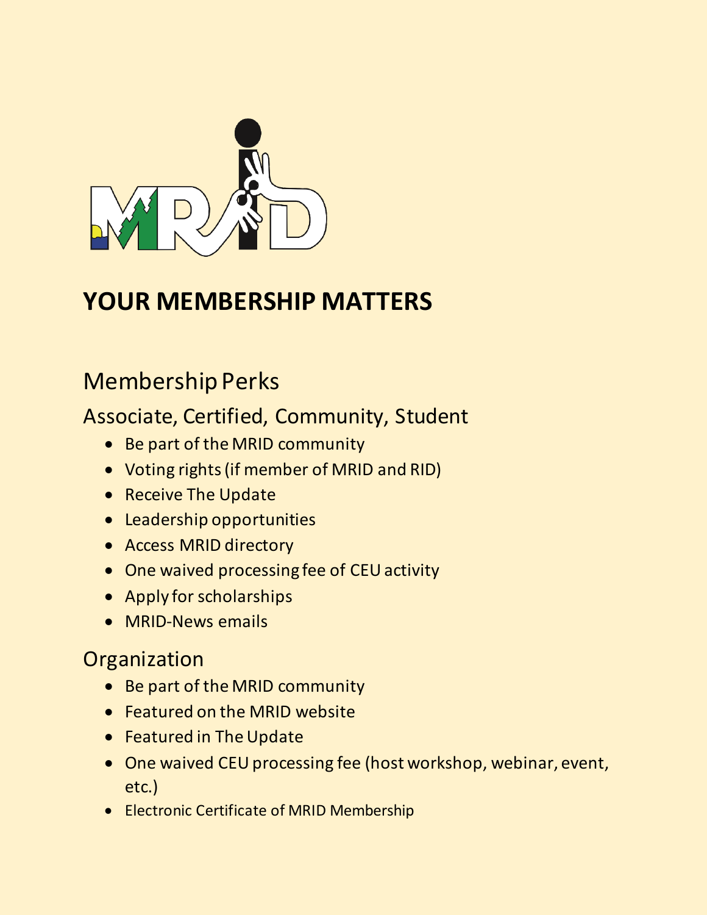# YOUR MEMBERSHIP MATTERS

## Membership Perks

### Associate, Certified, Community, Student

- Be part of the MRID community
- Voting rights (if member of MRID and RID)
- Receive The Update
- Leadership opportunities
- Access MRID directory
- One waived processing fee of CEU activity
- Apply for scholarships
- MRID-News emails

### Organization

- Be part of the MRID community
- Featured on the MRID website
- Featured in The Update
- One waived CEU processing fee (host workshop, webinar, event, etc.)
- Electronic Certificate of MRID Membership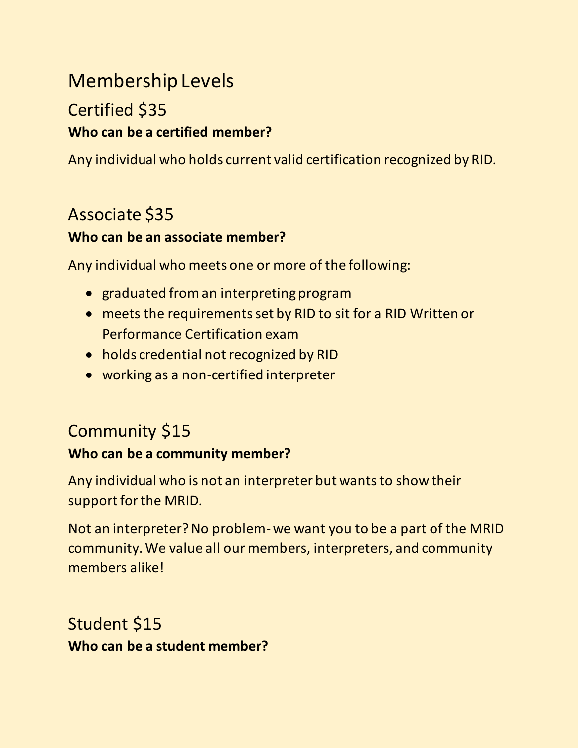# Membership Levels

## Certified $35

**Who can be a certified member?**

Any individual who holds current valid certification recognized by RID.

## Associate $35

**Who can be an associate member?**

Any individual who meets one or more of the following:

- graduated from an interpreting program
- meets the requirements set by RID to sit for a RID Written or Performance Certification exam
- holds credential not recognized by RID
- working as a non-certified interpreter

## Community $15

**Who can be a community member?**

Any individual who is not an interpreter but wants to show their support for the MRID.

Not an interpreter? No problem- we want you to be a part of the MRID community. We value all our members, interpreters, and community members alike!

## Student $15

**Who can be a student member?**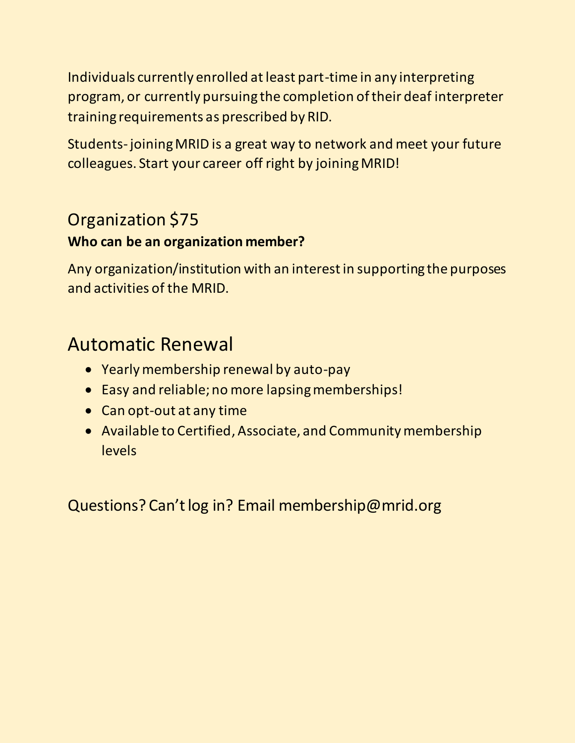Individuals currently enrolled at least part-time in any interpreting program, or currently pursuing the completion of their deaf interpreter training requirements as prescribed by RID.

Students- joining MRID is a great way to network and meet your future colleagues. Start your career off right by joining MRID!

### Organization $75

**Who can be an organization member?**

Any organization/institution with an interest in supporting the purposes and activities of the MRID.

## Automatic Renewal

- Yearly membership renewal by auto-pay
- Easy and reliable; no more lapsing memberships!
- Can opt-out at any time
- Available to Certified, Associate, and Community membership levels

### Questions? Can't log in? Email membership@mrid.org